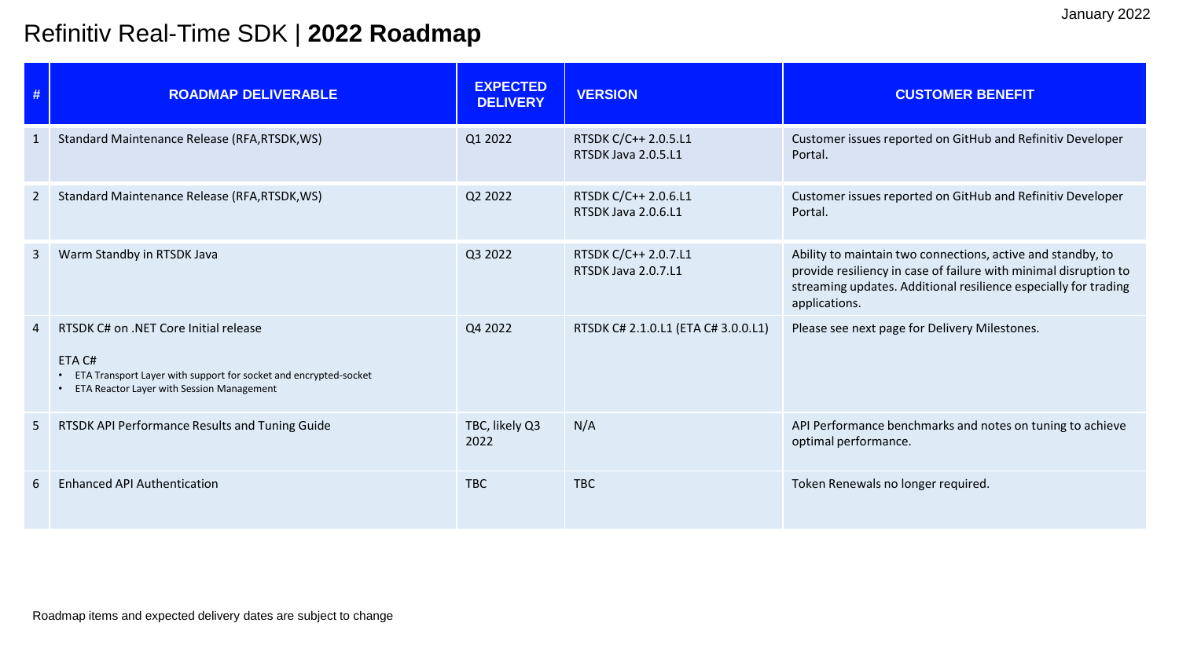January 2022

# Refinitiv Real-Time SDK | **2022 Roadmap**

| # | ROADMAP DELIVERABLE | EXPECTED DELIVERY | VERSION | CUSTOMER BENEFIT |
|---|---|---|---|---|
| 1 | Standard Maintenance Release (RFA,RTSDK,WS) | Q1 2022 | RTSDK C/C++ 2.0.5.L1<br>RTSDK Java 2.0.5.L1 | Customer issues reported on GitHub and Refinitiv Developer Portal. |
| 2 | Standard Maintenance Release (RFA,RTSDK,WS) | Q2 2022 | RTSDK C/C++ 2.0.6.L1<br>RTSDK Java 2.0.6.L1 | Customer issues reported on GitHub and Refinitiv Developer Portal. |
| 3 | Warm Standby in RTSDK Java | Q3 2022 | RTSDK C/C++ 2.0.7.L1<br>RTSDK Java 2.0.7.L1 | Ability to maintain two connections, active and standby, to provide resiliency in case of failure with minimal disruption to streaming updates. Additional resilience especially for trading applications. |
| 4 | RTSDK C# on .NET Core Initial release<br><br>ETA C#<br>• ETA Transport Layer with support for socket and encrypted-socket<br>• ETA Reactor Layer with Session Management | Q4 2022 | RTSDK C# 2.1.0.L1 (ETA C# 3.0.0.L1) | Please see next page for Delivery Milestones. |
| 5 | RTSDK API Performance Results and Tuning Guide | TBC, likely Q3 2022 | N/A | API Performance benchmarks and notes on tuning to achieve optimal performance. |
| 6 | Enhanced API Authentication | TBC | TBC | Token Renewals no longer required. |

Roadmap items and expected delivery dates are subject to change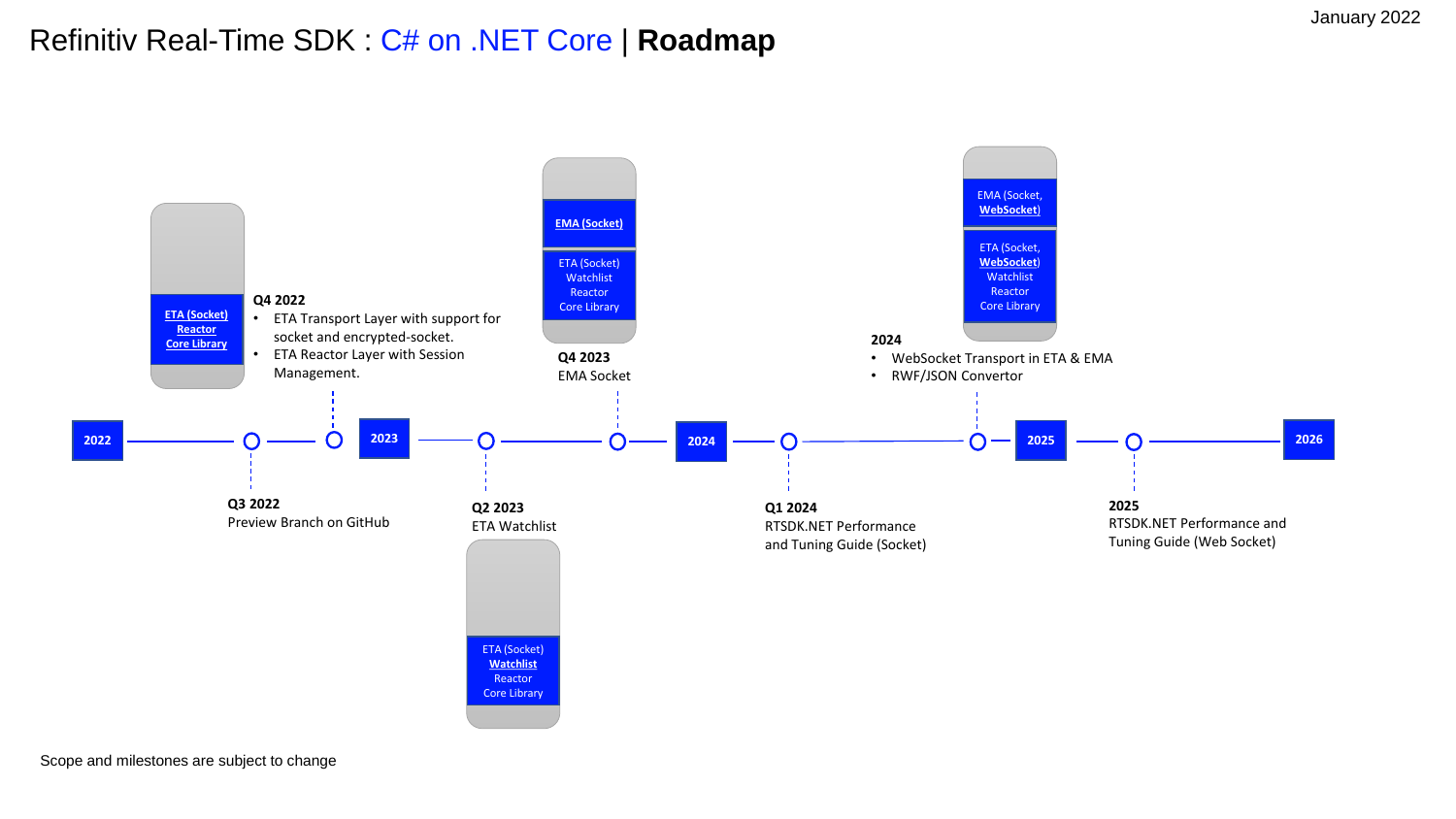January 2022

# Refinitiv Real-Time SDK : C# on .NET Core | Roadmap

2022

**Q3 2022**
Preview Branch on GitHub

ETA (Socket)
Reactor
Core Library

**Q4 2022**
- ETA Transport Layer with support for socket and encrypted-socket.
- ETA Reactor Layer with Session Management.

2023

**Q2 2023**
ETA Watchlist

ETA (Socket)
Watchlist
Reactor
Core Library

EMA (Socket)

ETA (Socket)
Watchlist
Reactor
Core Library

**Q4 2023**
EMA Socket

2024

**Q1 2024**
RTSDK.NET Performance and Tuning Guide (Socket)

EMA (Socket, WebSocket)

ETA (Socket, WebSocket)
Watchlist
Reactor
Core Library

**2024**
- WebSocket Transport in ETA & EMA
- RWF/JSON Convertor

2025

**2025**
RTSDK.NET Performance and Tuning Guide (Web Socket)

2026

Scope and milestones are subject to change